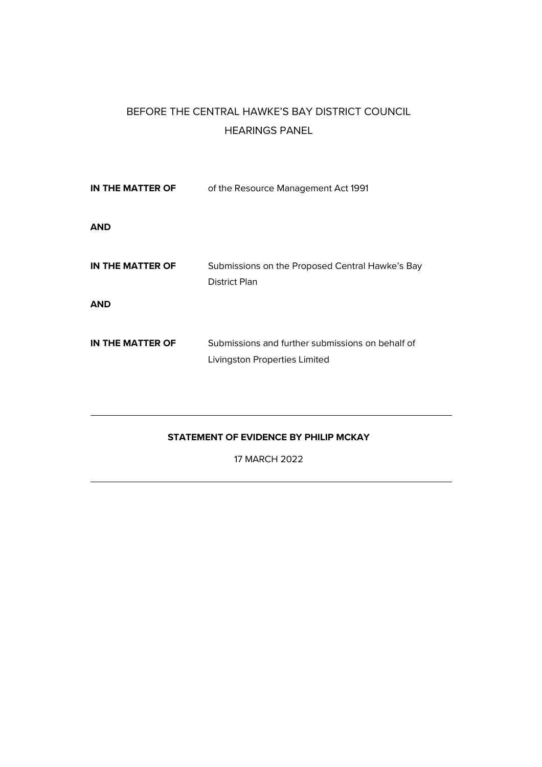BEFORE THE CENTRAL HAWKE'S BAY DISTRICT COUNCIL
HEARINGS PANEL

| | |
|---|---|
| **IN THE MATTER OF** | of the Resource Management Act 1991 |
| **AND** | |
| **IN THE MATTER OF** | Submissions on the Proposed Central Hawke's Bay District Plan |
| **AND** | |
| **IN THE MATTER OF** | Submissions and further submissions on behalf of Livingston Properties Limited |

---

**STATEMENT OF EVIDENCE BY PHILIP MCKAY**

17 MARCH 2022

---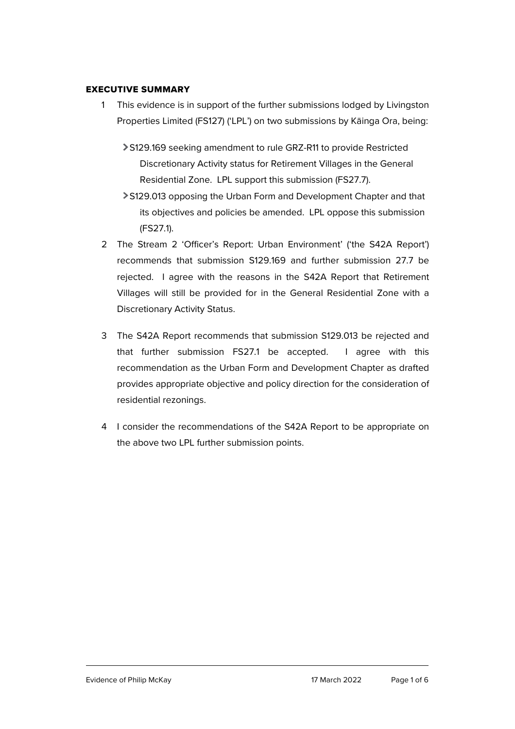## EXECUTIVE SUMMARY

1 This evidence is in support of the further submissions lodged by Livingston Properties Limited (FS127) ('LPL') on two submissions by Kāinga Ora, being:

   - S129.169 seeking amendment to rule GRZ-R11 to provide Restricted Discretionary Activity status for Retirement Villages in the General Residential Zone. LPL support this submission (FS27.7).
   - S129.013 opposing the Urban Form and Development Chapter and that its objectives and policies be amended. LPL oppose this submission (FS27.1).

2 The Stream 2 'Officer's Report: Urban Environment' ('the S42A Report') recommends that submission S129.169 and further submission 27.7 be rejected. I agree with the reasons in the S42A Report that Retirement Villages will still be provided for in the General Residential Zone with a Discretionary Activity Status.

3 The S42A Report recommends that submission S129.013 be rejected and that further submission FS27.1 be accepted. I agree with this recommendation as the Urban Form and Development Chapter as drafted provides appropriate objective and policy direction for the consideration of residential rezonings.

4 I consider the recommendations of the S42A Report to be appropriate on the above two LPL further submission points.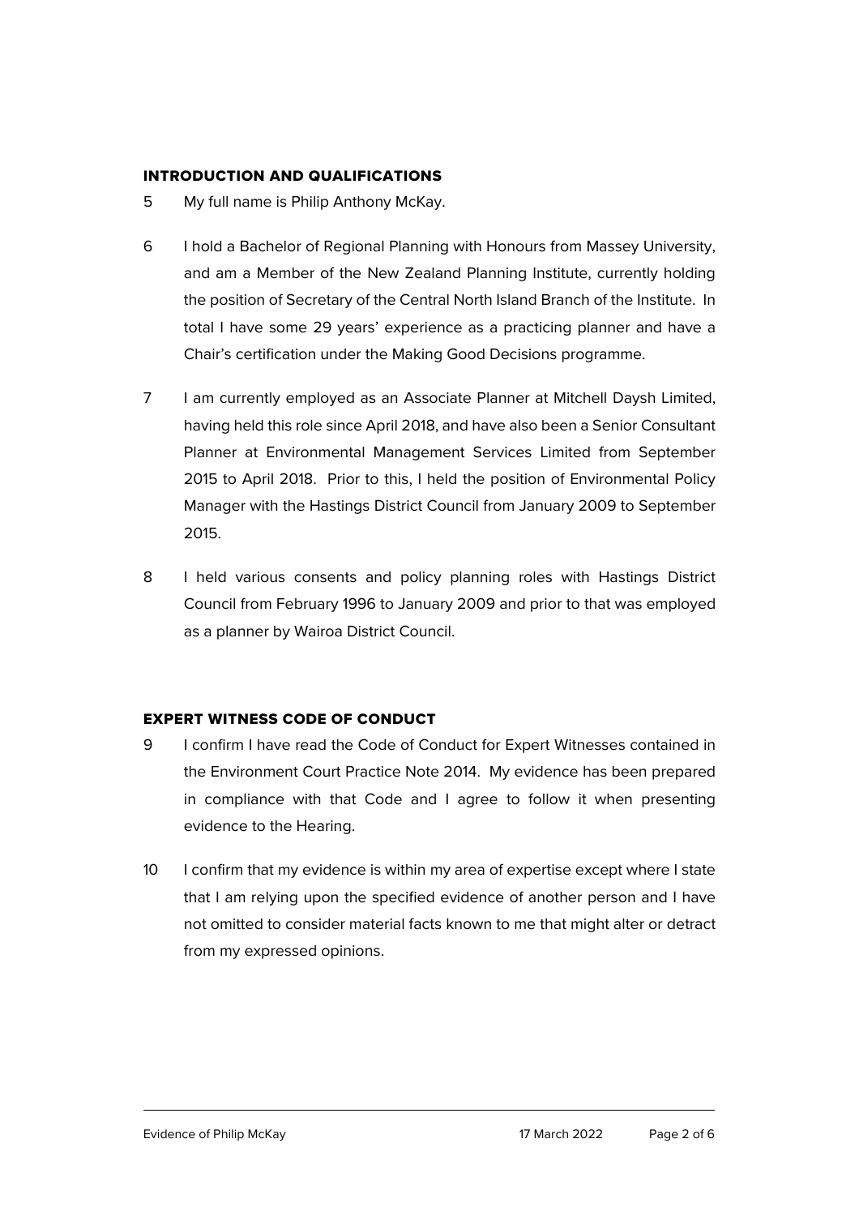## INTRODUCTION AND QUALIFICATIONS

5 My full name is Philip Anthony McKay.

6 I hold a Bachelor of Regional Planning with Honours from Massey University, and am a Member of the New Zealand Planning Institute, currently holding the position of Secretary of the Central North Island Branch of the Institute. In total I have some 29 years' experience as a practicing planner and have a Chair's certification under the Making Good Decisions programme.

7 I am currently employed as an Associate Planner at Mitchell Daysh Limited, having held this role since April 2018, and have also been a Senior Consultant Planner at Environmental Management Services Limited from September 2015 to April 2018. Prior to this, I held the position of Environmental Policy Manager with the Hastings District Council from January 2009 to September 2015.

8 I held various consents and policy planning roles with Hastings District Council from February 1996 to January 2009 and prior to that was employed as a planner by Wairoa District Council.

## EXPERT WITNESS CODE OF CONDUCT

9 I confirm I have read the Code of Conduct for Expert Witnesses contained in the Environment Court Practice Note 2014. My evidence has been prepared in compliance with that Code and I agree to follow it when presenting evidence to the Hearing.

10 I confirm that my evidence is within my area of expertise except where I state that I am relying upon the specified evidence of another person and I have not omitted to consider material facts known to me that might alter or detract from my expressed opinions.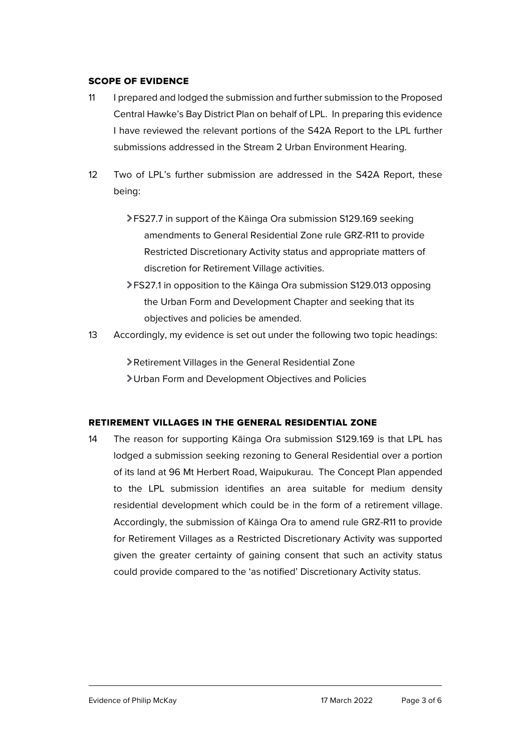## SCOPE OF EVIDENCE

11 I prepared and lodged the submission and further submission to the Proposed Central Hawke's Bay District Plan on behalf of LPL. In preparing this evidence I have reviewed the relevant portions of the S42A Report to the LPL further submissions addressed in the Stream 2 Urban Environment Hearing.

12 Two of LPL's further submission are addressed in the S42A Report, these being:

- FS27.7 in support of the Kāinga Ora submission S129.169 seeking amendments to General Residential Zone rule GRZ-R11 to provide Restricted Discretionary Activity status and appropriate matters of discretion for Retirement Village activities.
- FS27.1 in opposition to the Kāinga Ora submission S129.013 opposing the Urban Form and Development Chapter and seeking that its objectives and policies be amended.

13 Accordingly, my evidence is set out under the following two topic headings:

- Retirement Villages in the General Residential Zone
- Urban Form and Development Objectives and Policies

## RETIREMENT VILLAGES IN THE GENERAL RESIDENTIAL ZONE

14 The reason for supporting Kāinga Ora submission S129.169 is that LPL has lodged a submission seeking rezoning to General Residential over a portion of its land at 96 Mt Herbert Road, Waipukurau. The Concept Plan appended to the LPL submission identifies an area suitable for medium density residential development which could be in the form of a retirement village. Accordingly, the submission of Kāinga Ora to amend rule GRZ-R11 to provide for Retirement Villages as a Restricted Discretionary Activity was supported given the greater certainty of gaining consent that such an activity status could provide compared to the 'as notified' Discretionary Activity status.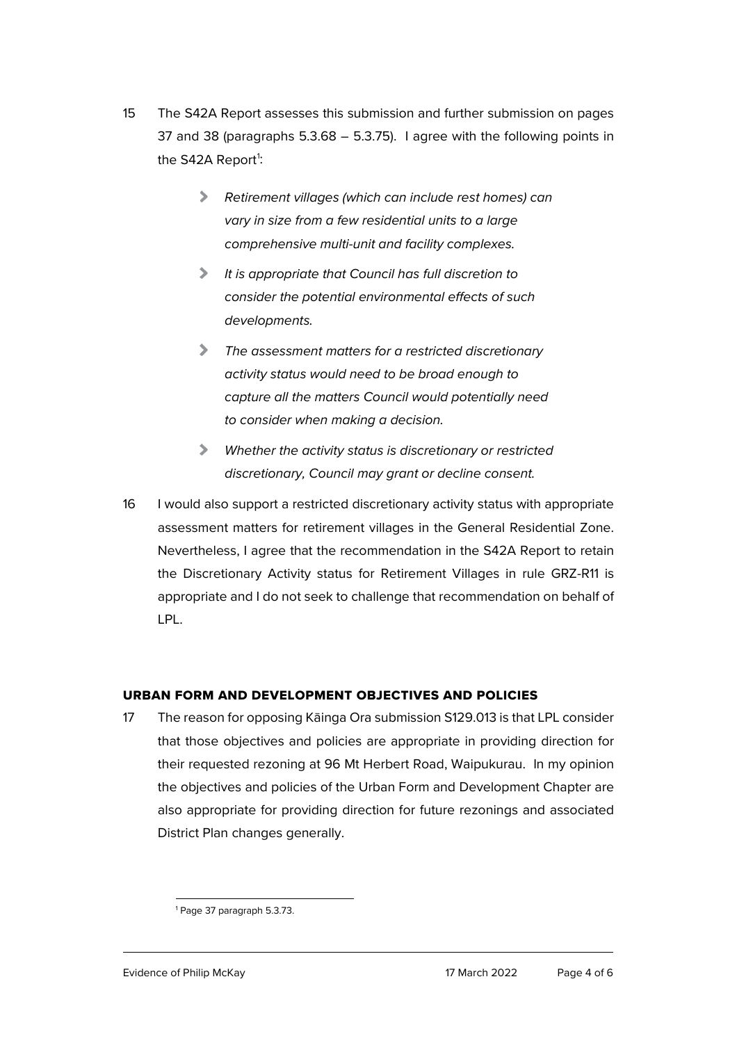15 The S42A Report assesses this submission and further submission on pages 37 and 38 (paragraphs 5.3.68 – 5.3.75). I agree with the following points in the S42A Report[1]:

- *Retirement villages (which can include rest homes) can vary in size from a few residential units to a large comprehensive multi-unit and facility complexes.*
- *It is appropriate that Council has full discretion to consider the potential environmental effects of such developments.*
- *The assessment matters for a restricted discretionary activity status would need to be broad enough to capture all the matters Council would potentially need to consider when making a decision.*
- *Whether the activity status is discretionary or restricted discretionary, Council may grant or decline consent.*

16 I would also support a restricted discretionary activity status with appropriate assessment matters for retirement villages in the General Residential Zone. Nevertheless, I agree that the recommendation in the S42A Report to retain the Discretionary Activity status for Retirement Villages in rule GRZ-R11 is appropriate and I do not seek to challenge that recommendation on behalf of LPL.

## URBAN FORM AND DEVELOPMENT OBJECTIVES AND POLICIES

17 The reason for opposing Kāinga Ora submission S129.013 is that LPL consider that those objectives and policies are appropriate in providing direction for their requested rezoning at 96 Mt Herbert Road, Waipukurau. In my opinion the objectives and policies of the Urban Form and Development Chapter are also appropriate for providing direction for future rezonings and associated District Plan changes generally.

[1] Page 37 paragraph 5.3.73.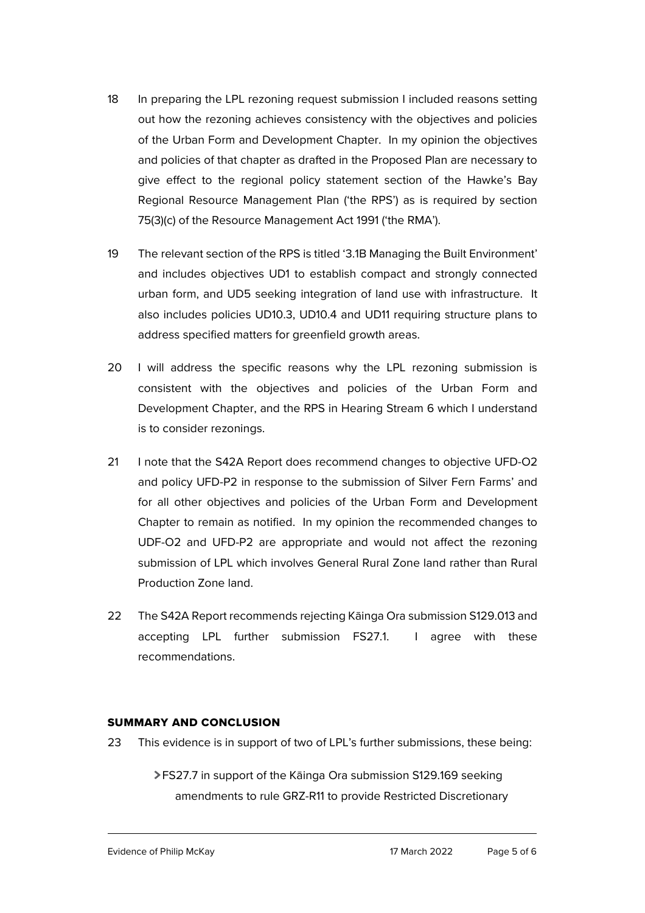18 In preparing the LPL rezoning request submission I included reasons setting out how the rezoning achieves consistency with the objectives and policies of the Urban Form and Development Chapter. In my opinion the objectives and policies of that chapter as drafted in the Proposed Plan are necessary to give effect to the regional policy statement section of the Hawke's Bay Regional Resource Management Plan ('the RPS') as is required by section 75(3)(c) of the Resource Management Act 1991 ('the RMA').

19 The relevant section of the RPS is titled '3.1B Managing the Built Environment' and includes objectives UD1 to establish compact and strongly connected urban form, and UD5 seeking integration of land use with infrastructure. It also includes policies UD10.3, UD10.4 and UD11 requiring structure plans to address specified matters for greenfield growth areas.

20 I will address the specific reasons why the LPL rezoning submission is consistent with the objectives and policies of the Urban Form and Development Chapter, and the RPS in Hearing Stream 6 which I understand is to consider rezonings.

21 I note that the S42A Report does recommend changes to objective UFD-O2 and policy UFD-P2 in response to the submission of Silver Fern Farms' and for all other objectives and policies of the Urban Form and Development Chapter to remain as notified. In my opinion the recommended changes to UDF-O2 and UFD-P2 are appropriate and would not affect the rezoning submission of LPL which involves General Rural Zone land rather than Rural Production Zone land.

22 The S42A Report recommends rejecting Kāinga Ora submission S129.013 and accepting LPL further submission FS27.1. I agree with these recommendations.

## SUMMARY AND CONCLUSION

23 This evidence is in support of two of LPL's further submissions, these being:

- FS27.7 in support of the Kāinga Ora submission S129.169 seeking amendments to rule GRZ-R11 to provide Restricted Discretionary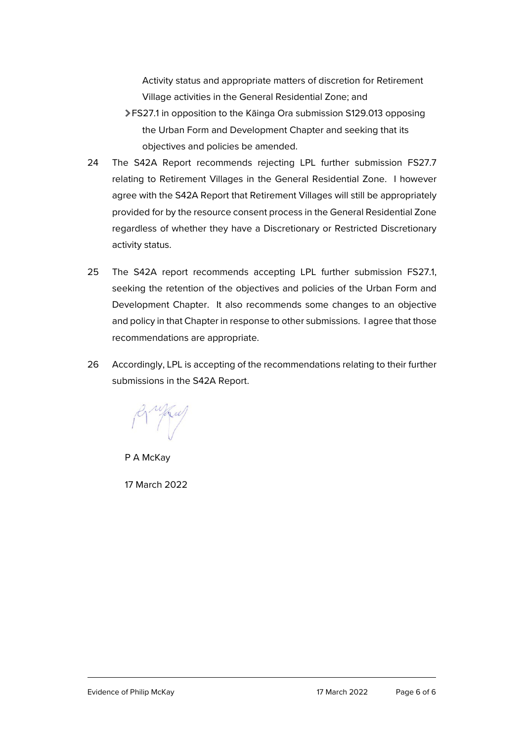Activity status and appropriate matters of discretion for Retirement Village activities in the General Residential Zone; and

- FS27.1 in opposition to the Kāinga Ora submission S129.013 opposing the Urban Form and Development Chapter and seeking that its objectives and policies be amended.

24 The S42A Report recommends rejecting LPL further submission FS27.7 relating to Retirement Villages in the General Residential Zone. I however agree with the S42A Report that Retirement Villages will still be appropriately provided for by the resource consent process in the General Residential Zone regardless of whether they have a Discretionary or Restricted Discretionary activity status.

25 The S42A report recommends accepting LPL further submission FS27.1, seeking the retention of the objectives and policies of the Urban Form and Development Chapter. It also recommends some changes to an objective and policy in that Chapter in response to other submissions. I agree that those recommendations are appropriate.

26 Accordingly, LPL is accepting of the recommendations relating to their further submissions in the S42A Report.

P A McKay

17 March 2022